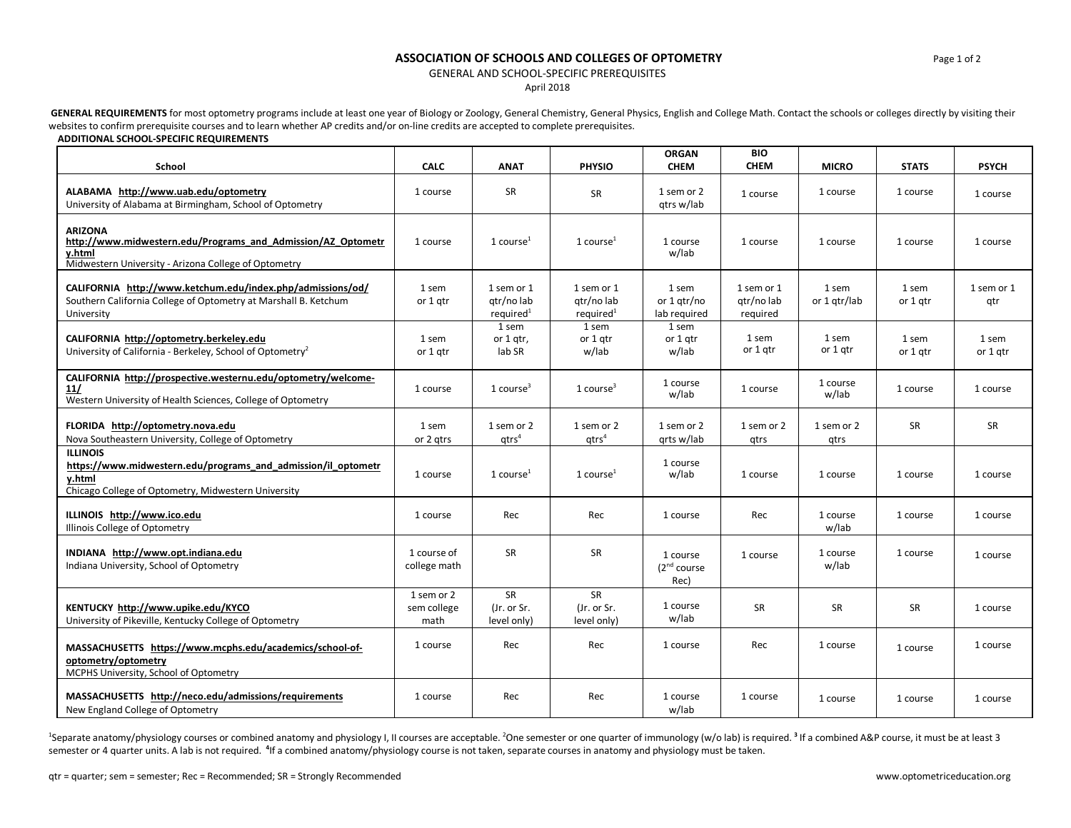# ASSOCIATION OF SCHOOLS AND COLLEGES OF OPTOMETRY

GENERAL AND SCHOOL-SPECIFIC PREREQUISITES

April 2018

**GENERAL REQUIREMENTS** for most optometry programs include at least one year of Biology or Zoology, General Chemistry, General Physics, English and College Math. Contact the schools or colleges directly by visiting their websites to confirm prerequisite courses and to learn whether AP credits and/or on-line credits are accepted to complete prerequisites.

**ADDITIONAL SCHOOL-SPECIFIC REQUIREMENTS**

| School | CALC | ANAT | PHYSIO | ORGAN CHEM | BIO CHEM | MICRO | STATS | PSYCH |
|---|---|---|---|---|---|---|---|---|
| **ALABAMA http://www.uab.edu/optometry** University of Alabama at Birmingham, School of Optometry | 1 course | SR | SR | 1 sem or 2 qtrs w/lab | 1 course | 1 course | 1 course | 1 course |
| **ARIZONA http://www.midwestern.edu/Programs_and_Admission/AZ_Optometry.html** Midwestern University - Arizona College of Optometry | 1 course | 1 course[1] | 1 course[1] | 1 course w/lab | 1 course | 1 course | 1 course | 1 course |
| **CALIFORNIA http://www.ketchum.edu/index.php/admissions/od/** Southern California College of Optometry at Marshall B. Ketchum University | 1 sem or 1 qtr | 1 sem or 1 qtr/no lab required[1] | 1 sem or 1 qtr/no lab required[1] | 1 sem or 1 qtr/no lab required | 1 sem or 1 qtr/no lab required | 1 sem or 1 qtr/lab | 1 sem or 1 qtr | 1 sem or 1 qtr |
| **CALIFORNIA http://optometry.berkeley.edu** University of California - Berkeley, School of Optometry[2] | 1 sem or 1 qtr | 1 sem or 1 qtr, lab SR | 1 sem or 1 qtr w/lab | 1 sem or 1 qtr w/lab | 1 sem or 1 qtr | 1 sem or 1 qtr | 1 sem or 1 qtr | 1 sem or 1 qtr |
| **CALIFORNIA http://prospective.westernu.edu/optometry/welcome-11/** Western University of Health Sciences, College of Optometry | 1 course | 1 course[3] | 1 course[3] | 1 course w/lab | 1 course | 1 course w/lab | 1 course | 1 course |
| **FLORIDA http://optometry.nova.edu** Nova Southeastern University, College of Optometry | 1 sem or 2 qtrs | 1 sem or 2 qtrs[4] | 1 sem or 2 qtrs[4] | 1 sem or 2 qrts w/lab | 1 sem or 2 qtrs | 1 sem or 2 qtrs | SR | SR |
| **ILLINOIS https://www.midwestern.edu/programs_and_admission/il_optometry.html** Chicago College of Optometry, Midwestern University | 1 course | 1 course[1] | 1 course[1] | 1 course w/lab | 1 course | 1 course | 1 course | 1 course |
| **ILLINOIS http://www.ico.edu** Illinois College of Optometry | 1 course | Rec | Rec | 1 course | Rec | 1 course w/lab | 1 course | 1 course |
| **INDIANA http://www.opt.indiana.edu** Indiana University, School of Optometry | 1 course of college math | SR | SR | 1 course (2nd course Rec) | 1 course | 1 course w/lab | 1 course | 1 course |
| **KENTUCKY http://www.upike.edu/KYCO** University of Pikeville, Kentucky College of Optometry | 1 sem or 2 sem college math | SR (Jr. or Sr. level only) | SR (Jr. or Sr. level only) | 1 course w/lab | SR | SR | SR | 1 course |
| **MASSACHUSETTS https://www.mcphs.edu/academics/school-of-optometry/optometry** MCPHS University, School of Optometry | 1 course | Rec | Rec | 1 course | Rec | 1 course | 1 course | 1 course |
| **MASSACHUSETTS http://neco.edu/admissions/requirements** New England College of Optometry | 1 course | Rec | Rec | 1 course w/lab | 1 course | 1 course | 1 course | 1 course |

[1]Separate anatomy/physiology courses or combined anatomy and physiology I, II courses are acceptable. [2]One semester or one quarter of immunology (w/o lab) is required. [3] If a combined A&P course, it must be at least 3 semester or 4 quarter units. A lab is not required. [4]If a combined anatomy/physiology course is not taken, separate courses in anatomy and physiology must be taken.

qtr = quarter; sem = semester; Rec = Recommended; SR = Strongly Recommended

www.optometriceducation.org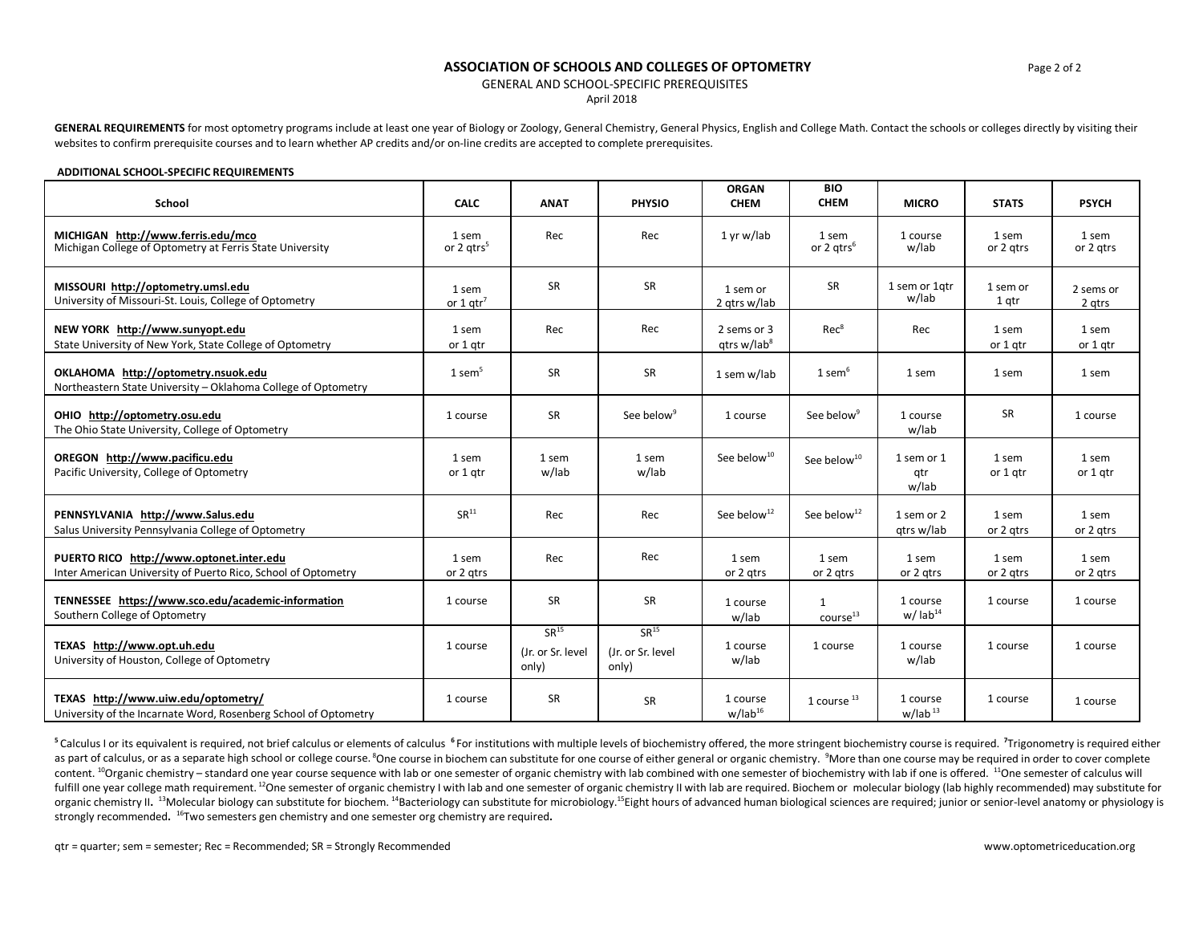## ASSOCIATION OF SCHOOLS AND COLLEGES OF OPTOMETRY

GENERAL AND SCHOOL-SPECIFIC PREREQUISITES

April 2018

**GENERAL REQUIREMENTS** for most optometry programs include at least one year of Biology or Zoology, General Chemistry, General Physics, English and College Math. Contact the schools or colleges directly by visiting their websites to confirm prerequisite courses and to learn whether AP credits and/or on-line credits are accepted to complete prerequisites.

**ADDITIONAL SCHOOL-SPECIFIC REQUIREMENTS**

| School | CALC | ANAT | PHYSIO | ORGAN CHEM | BIO CHEM | MICRO | STATS | PSYCH |
|---|---|---|---|---|---|---|---|---|
| **MICHIGAN http://www.ferris.edu/mco** Michigan College of Optometry at Ferris State University | 1 sem or 2 qtrs[5] | Rec | Rec | 1 yr w/lab | 1 sem or 2 qtrs[6] | 1 course w/lab | 1 sem or 2 qtrs | 1 sem or 2 qtrs |
| **MISSOURI http://optometry.umsl.edu** University of Missouri-St. Louis, College of Optometry | 1 sem or 1 qtr[7] | SR | SR | 1 sem or 2 qtrs w/lab | SR | 1 sem or 1qtr w/lab | 1 sem or 1 qtr | 2 sems or 2 qtrs |
| **NEW YORK http://www.sunyopt.edu** State University of New York, State College of Optometry | 1 sem or 1 qtr | Rec | Rec | 2 sems or 3 qtrs w/lab[8] | Rec[8] | Rec | 1 sem or 1 qtr | 1 sem or 1 qtr |
| **OKLAHOMA http://optometry.nsuok.edu** Northeastern State University – Oklahoma College of Optometry | 1 sem[5] | SR | SR | 1 sem w/lab | 1 sem[6] | 1 sem | 1 sem | 1 sem |
| **OHIO http://optometry.osu.edu** The Ohio State University, College of Optometry | 1 course | SR | See below[9] | 1 course | See below[9] | 1 course w/lab | SR | 1 course |
| **OREGON http://www.pacificu.edu** Pacific University, College of Optometry | 1 sem or 1 qtr | 1 sem w/lab | 1 sem w/lab | See below[10] | See below[10] | 1 sem or 1 qtr w/lab | 1 sem or 1 qtr | 1 sem or 1 qtr |
| **PENNSYLVANIA http://www.Salus.edu** Salus University Pennsylvania College of Optometry | SR[11] | Rec | Rec | See below[12] | See below[12] | 1 sem or 2 qtrs w/lab | 1 sem or 2 qtrs | 1 sem or 2 qtrs |
| **PUERTO RICO http://www.optonet.inter.edu** Inter American University of Puerto Rico, School of Optometry | 1 sem or 2 qtrs | Rec | Rec | 1 sem or 2 qtrs | 1 sem or 2 qtrs | 1 sem or 2 qtrs | 1 sem or 2 qtrs | 1 sem or 2 qtrs |
| **TENNESSEE https://www.sco.edu/academic-information** Southern College of Optometry | 1 course | SR | SR | 1 course w/lab | 1 course[13] | 1 course w/ lab[14] | 1 course | 1 course |
| **TEXAS http://www.opt.uh.edu** University of Houston, College of Optometry | 1 course | SR[15] (Jr. or Sr. level only) | SR[15] (Jr. or Sr. level only) | 1 course w/lab | 1 course | 1 course w/lab | 1 course | 1 course |
| **TEXAS http://www.uiw.edu/optometry/** University of the Incarnate Word, Rosenberg School of Optometry | 1 course | SR | SR | 1 course w/lab[16] | 1 course[13] | 1 course w/lab[13] | 1 course | 1 course |

[5] Calculus I or its equivalent is required, not brief calculus or elements of calculus [6] For institutions with multiple levels of biochemistry offered, the more stringent biochemistry course is required. [7] Trigonometry is required either as part of calculus, or as a separate high school or college course. [8] One course in biochem can substitute for one course of either general or organic chemistry. [9] More than one course may be required in order to cover complete content. [10] Organic chemistry – standard one year course sequence with lab or one semester of organic chemistry with lab combined with one semester of biochemistry with lab if one is offered. [11] One semester of calculus will fulfill one year college math requirement. [12] One semester of organic chemistry I with lab and one semester of organic chemistry II with lab are required. Biochem or molecular biology (lab highly recommended) may substitute for organic chemistry II. [13] Molecular biology can substitute for biochem. [14] Bacteriology can substitute for microbiology. [15] Eight hours of advanced human biological sciences are required; junior or senior-level anatomy or physiology is strongly recommended. [16] Two semesters gen chemistry and one semester org chemistry are required.

qtr = quarter; sem = semester; Rec = Recommended; SR = Strongly Recommended

www.optometriceducation.org